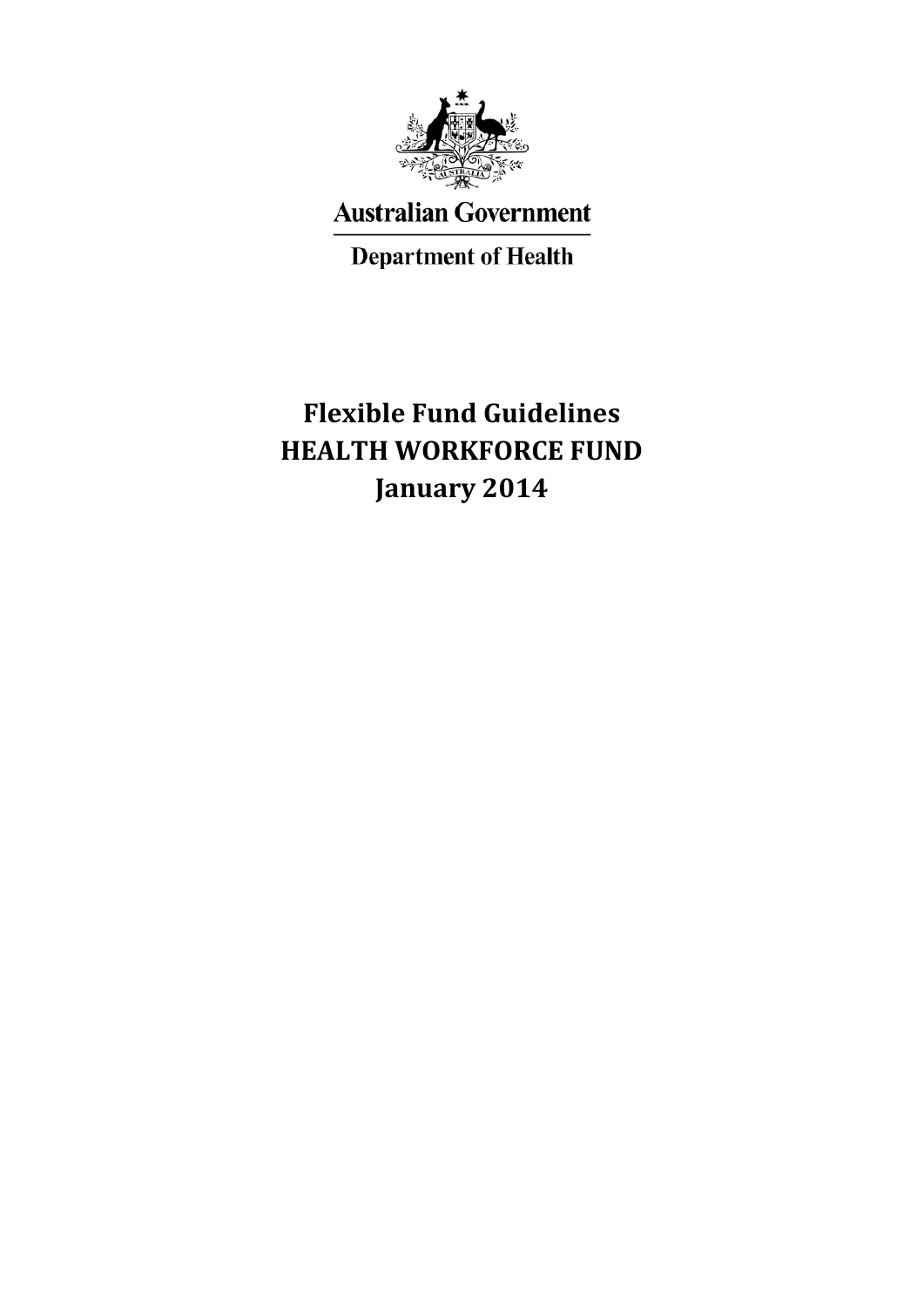Australian Government

Department of Health

# Flexible Fund Guidelines
# HEALTH WORKFORCE FUND
# January 2014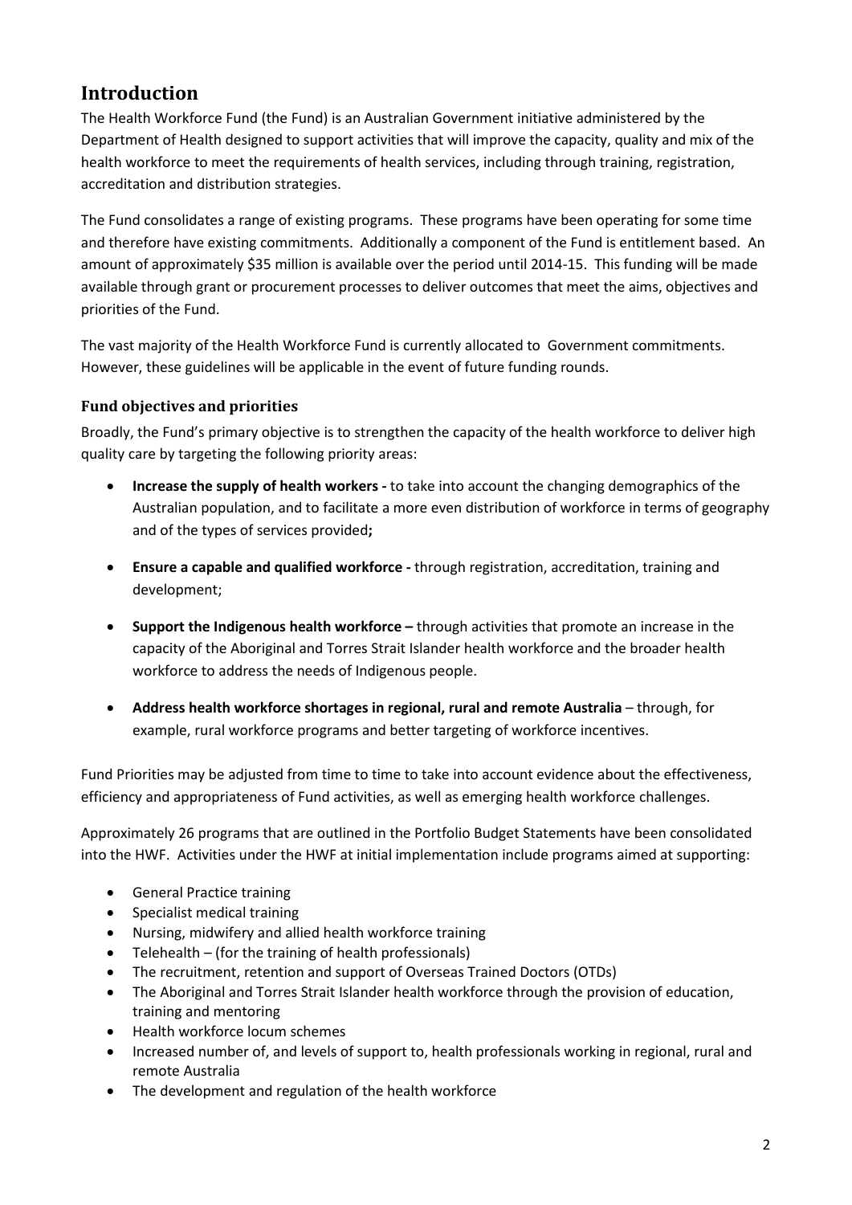## Introduction

The Health Workforce Fund (the Fund) is an Australian Government initiative administered by the Department of Health designed to support activities that will improve the capacity, quality and mix of the health workforce to meet the requirements of health services, including through training, registration, accreditation and distribution strategies.

The Fund consolidates a range of existing programs. These programs have been operating for some time and therefore have existing commitments. Additionally a component of the Fund is entitlement based. An amount of approximately $35 million is available over the period until 2014-15. This funding will be made available through grant or procurement processes to deliver outcomes that meet the aims, objectives and priorities of the Fund.

The vast majority of the Health Workforce Fund is currently allocated to Government commitments. However, these guidelines will be applicable in the event of future funding rounds.

### Fund objectives and priorities

Broadly, the Fund's primary objective is to strengthen the capacity of the health workforce to deliver high quality care by targeting the following priority areas:

- **Increase the supply of health workers -** to take into account the changing demographics of the Australian population, and to facilitate a more even distribution of workforce in terms of geography and of the types of services provided**;**
- **Ensure a capable and qualified workforce -** through registration, accreditation, training and development;
- **Support the Indigenous health workforce –** through activities that promote an increase in the capacity of the Aboriginal and Torres Strait Islander health workforce and the broader health workforce to address the needs of Indigenous people.
- **Address health workforce shortages in regional, rural and remote Australia** – through, for example, rural workforce programs and better targeting of workforce incentives.

Fund Priorities may be adjusted from time to time to take into account evidence about the effectiveness, efficiency and appropriateness of Fund activities, as well as emerging health workforce challenges.

Approximately 26 programs that are outlined in the Portfolio Budget Statements have been consolidated into the HWF. Activities under the HWF at initial implementation include programs aimed at supporting:

- General Practice training
- Specialist medical training
- Nursing, midwifery and allied health workforce training
- Telehealth – (for the training of health professionals)
- The recruitment, retention and support of Overseas Trained Doctors (OTDs)
- The Aboriginal and Torres Strait Islander health workforce through the provision of education, training and mentoring
- Health workforce locum schemes
- Increased number of, and levels of support to, health professionals working in regional, rural and remote Australia
- The development and regulation of the health workforce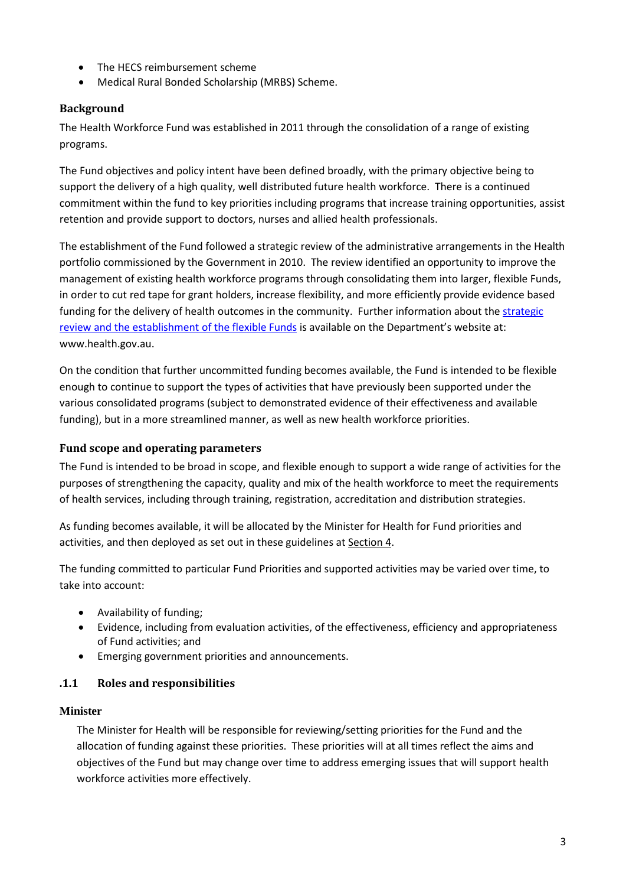- The HECS reimbursement scheme
- Medical Rural Bonded Scholarship (MRBS) Scheme.

### Background

The Health Workforce Fund was established in 2011 through the consolidation of a range of existing programs.

The Fund objectives and policy intent have been defined broadly, with the primary objective being to support the delivery of a high quality, well distributed future health workforce. There is a continued commitment within the fund to key priorities including programs that increase training opportunities, assist retention and provide support to doctors, nurses and allied health professionals.

The establishment of the Fund followed a strategic review of the administrative arrangements in the Health portfolio commissioned by the Government in 2010. The review identified an opportunity to improve the management of existing health workforce programs through consolidating them into larger, flexible Funds, in order to cut red tape for grant holders, increase flexibility, and more efficiently provide evidence based funding for the delivery of health outcomes in the community. Further information about the strategic review and the establishment of the flexible Funds is available on the Department's website at: www.health.gov.au.

On the condition that further uncommitted funding becomes available, the Fund is intended to be flexible enough to continue to support the types of activities that have previously been supported under the various consolidated programs (subject to demonstrated evidence of their effectiveness and available funding), but in a more streamlined manner, as well as new health workforce priorities.

### Fund scope and operating parameters

The Fund is intended to be broad in scope, and flexible enough to support a wide range of activities for the purposes of strengthening the capacity, quality and mix of the health workforce to meet the requirements of health services, including through training, registration, accreditation and distribution strategies.

As funding becomes available, it will be allocated by the Minister for Health for Fund priorities and activities, and then deployed as set out in these guidelines at Section 4.

The funding committed to particular Fund Priorities and supported activities may be varied over time, to take into account:

- Availability of funding;
- Evidence, including from evaluation activities, of the effectiveness, efficiency and appropriateness of Fund activities; and
- Emerging government priorities and announcements.

### .1.1 Roles and responsibilities

#### Minister

The Minister for Health will be responsible for reviewing/setting priorities for the Fund and the allocation of funding against these priorities. These priorities will at all times reflect the aims and objectives of the Fund but may change over time to address emerging issues that will support health workforce activities more effectively.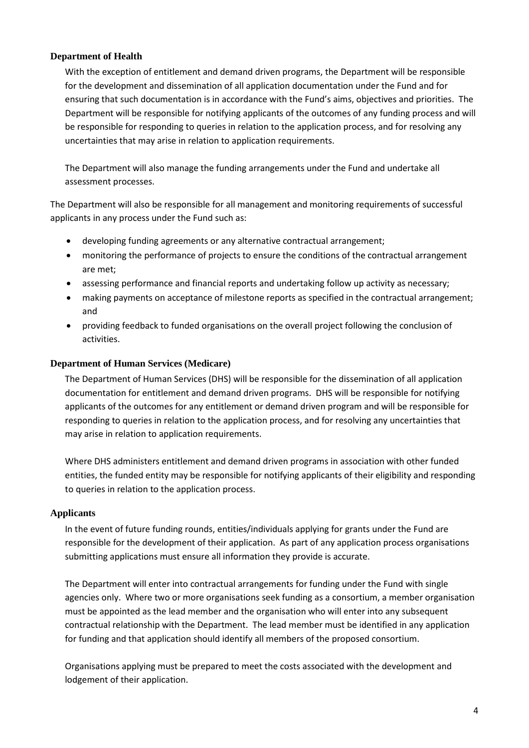### Department of Health

With the exception of entitlement and demand driven programs, the Department will be responsible for the development and dissemination of all application documentation under the Fund and for ensuring that such documentation is in accordance with the Fund's aims, objectives and priorities. The Department will be responsible for notifying applicants of the outcomes of any funding process and will be responsible for responding to queries in relation to the application process, and for resolving any uncertainties that may arise in relation to application requirements.

The Department will also manage the funding arrangements under the Fund and undertake all assessment processes.

The Department will also be responsible for all management and monitoring requirements of successful applicants in any process under the Fund such as:

- developing funding agreements or any alternative contractual arrangement;
- monitoring the performance of projects to ensure the conditions of the contractual arrangement are met;
- assessing performance and financial reports and undertaking follow up activity as necessary;
- making payments on acceptance of milestone reports as specified in the contractual arrangement; and
- providing feedback to funded organisations on the overall project following the conclusion of activities.

### Department of Human Services (Medicare)

The Department of Human Services (DHS) will be responsible for the dissemination of all application documentation for entitlement and demand driven programs. DHS will be responsible for notifying applicants of the outcomes for any entitlement or demand driven program and will be responsible for responding to queries in relation to the application process, and for resolving any uncertainties that may arise in relation to application requirements.

Where DHS administers entitlement and demand driven programs in association with other funded entities, the funded entity may be responsible for notifying applicants of their eligibility and responding to queries in relation to the application process.

### Applicants

In the event of future funding rounds, entities/individuals applying for grants under the Fund are responsible for the development of their application. As part of any application process organisations submitting applications must ensure all information they provide is accurate.

The Department will enter into contractual arrangements for funding under the Fund with single agencies only. Where two or more organisations seek funding as a consortium, a member organisation must be appointed as the lead member and the organisation who will enter into any subsequent contractual relationship with the Department. The lead member must be identified in any application for funding and that application should identify all members of the proposed consortium.

Organisations applying must be prepared to meet the costs associated with the development and lodgement of their application.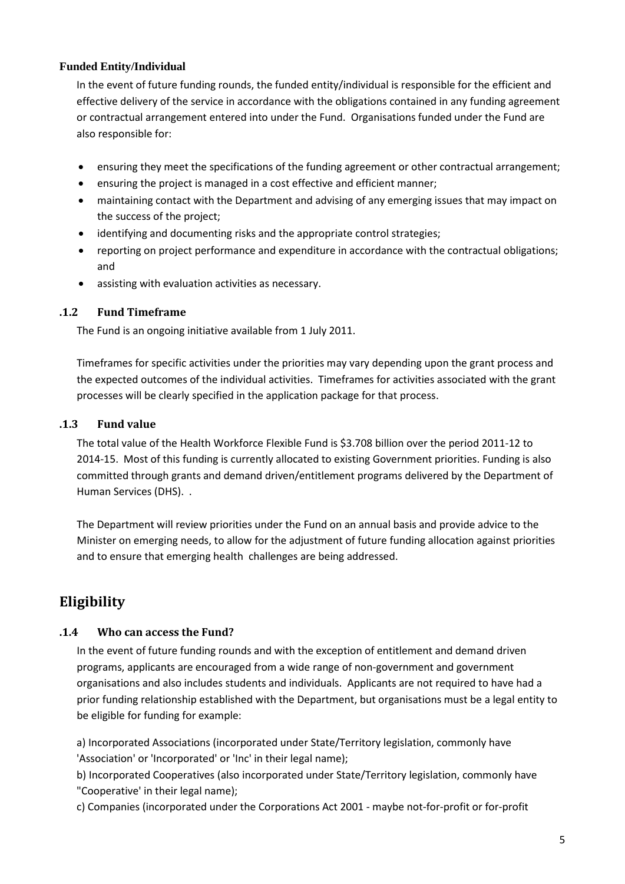#### Funded Entity/Individual

In the event of future funding rounds, the funded entity/individual is responsible for the efficient and effective delivery of the service in accordance with the obligations contained in any funding agreement or contractual arrangement entered into under the Fund. Organisations funded under the Fund are also responsible for:

- ensuring they meet the specifications of the funding agreement or other contractual arrangement;
- ensuring the project is managed in a cost effective and efficient manner;
- maintaining contact with the Department and advising of any emerging issues that may impact on the success of the project;
- identifying and documenting risks and the appropriate control strategies;
- reporting on project performance and expenditure in accordance with the contractual obligations; and
- assisting with evaluation activities as necessary.

### .1.2 Fund Timeframe

The Fund is an ongoing initiative available from 1 July 2011.

Timeframes for specific activities under the priorities may vary depending upon the grant process and the expected outcomes of the individual activities. Timeframes for activities associated with the grant processes will be clearly specified in the application package for that process.

### .1.3 Fund value

The total value of the Health Workforce Flexible Fund is $3.708 billion over the period 2011-12 to 2014-15. Most of this funding is currently allocated to existing Government priorities. Funding is also committed through grants and demand driven/entitlement programs delivered by the Department of Human Services (DHS). .

The Department will review priorities under the Fund on an annual basis and provide advice to the Minister on emerging needs, to allow for the adjustment of future funding allocation against priorities and to ensure that emerging health challenges are being addressed.

## Eligibility

### .1.4 Who can access the Fund?

In the event of future funding rounds and with the exception of entitlement and demand driven programs, applicants are encouraged from a wide range of non-government and government organisations and also includes students and individuals. Applicants are not required to have had a prior funding relationship established with the Department, but organisations must be a legal entity to be eligible for funding for example:

a) Incorporated Associations (incorporated under State/Territory legislation, commonly have 'Association' or 'Incorporated' or 'Inc' in their legal name);
b) Incorporated Cooperatives (also incorporated under State/Territory legislation, commonly have "Cooperative' in their legal name);
c) Companies (incorporated under the Corporations Act 2001 - maybe not-for-profit or for-profit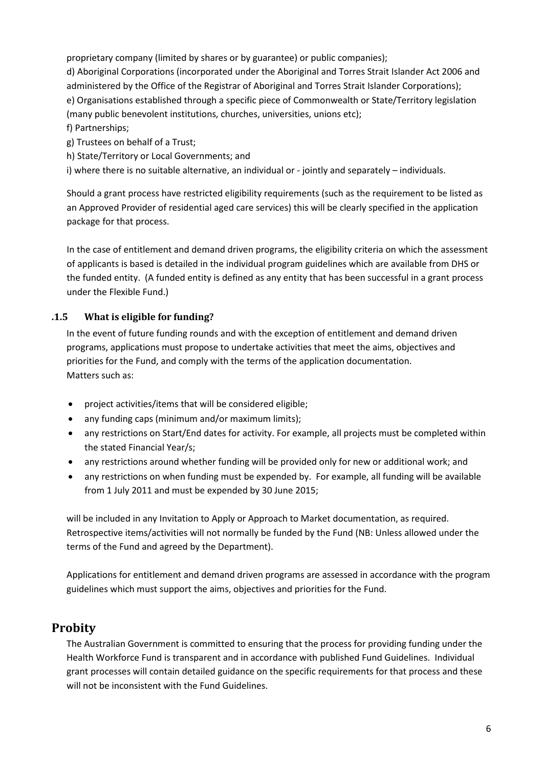proprietary company (limited by shares or by guarantee) or public companies);

d) Aboriginal Corporations (incorporated under the Aboriginal and Torres Strait Islander Act 2006 and administered by the Office of the Registrar of Aboriginal and Torres Strait Islander Corporations);

e) Organisations established through a specific piece of Commonwealth or State/Territory legislation (many public benevolent institutions, churches, universities, unions etc);

f) Partnerships;

g) Trustees on behalf of a Trust;

h) State/Territory or Local Governments; and

i) where there is no suitable alternative, an individual or - jointly and separately – individuals.

Should a grant process have restricted eligibility requirements (such as the requirement to be listed as an Approved Provider of residential aged care services) this will be clearly specified in the application package for that process.

In the case of entitlement and demand driven programs, the eligibility criteria on which the assessment of applicants is based is detailed in the individual program guidelines which are available from DHS or the funded entity. (A funded entity is defined as any entity that has been successful in a grant process under the Flexible Fund.)

### .1.5 What is eligible for funding?

In the event of future funding rounds and with the exception of entitlement and demand driven programs, applications must propose to undertake activities that meet the aims, objectives and priorities for the Fund, and comply with the terms of the application documentation.
Matters such as:

- project activities/items that will be considered eligible;
- any funding caps (minimum and/or maximum limits);
- any restrictions on Start/End dates for activity. For example, all projects must be completed within the stated Financial Year/s;
- any restrictions around whether funding will be provided only for new or additional work; and
- any restrictions on when funding must be expended by. For example, all funding will be available from 1 July 2011 and must be expended by 30 June 2015;

will be included in any Invitation to Apply or Approach to Market documentation, as required. Retrospective items/activities will not normally be funded by the Fund (NB: Unless allowed under the terms of the Fund and agreed by the Department).

Applications for entitlement and demand driven programs are assessed in accordance with the program guidelines which must support the aims, objectives and priorities for the Fund.

## Probity

The Australian Government is committed to ensuring that the process for providing funding under the Health Workforce Fund is transparent and in accordance with published Fund Guidelines. Individual grant processes will contain detailed guidance on the specific requirements for that process and these will not be inconsistent with the Fund Guidelines.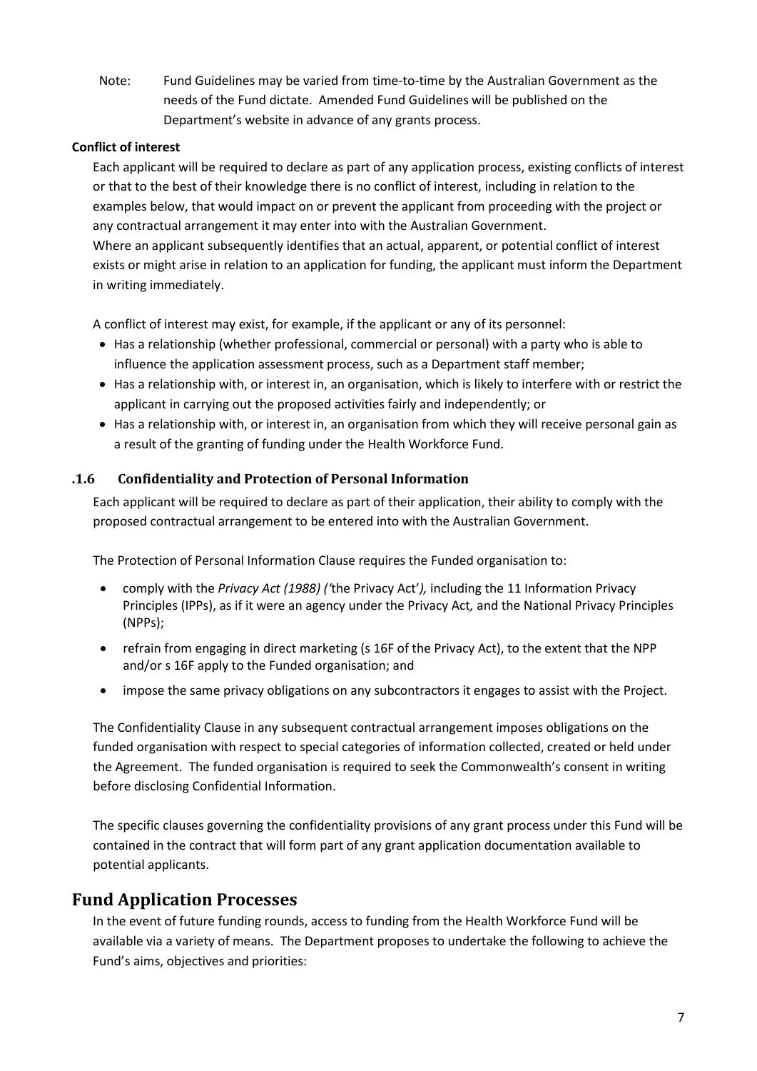Note: Fund Guidelines may be varied from time-to-time by the Australian Government as the needs of the Fund dictate. Amended Fund Guidelines will be published on the Department's website in advance of any grants process.

**Conflict of interest**

Each applicant will be required to declare as part of any application process, existing conflicts of interest or that to the best of their knowledge there is no conflict of interest, including in relation to the examples below, that would impact on or prevent the applicant from proceeding with the project or any contractual arrangement it may enter into with the Australian Government.

Where an applicant subsequently identifies that an actual, apparent, or potential conflict of interest exists or might arise in relation to an application for funding, the applicant must inform the Department in writing immediately.

A conflict of interest may exist, for example, if the applicant or any of its personnel:

- Has a relationship (whether professional, commercial or personal) with a party who is able to influence the application assessment process, such as a Department staff member;
- Has a relationship with, or interest in, an organisation, which is likely to interfere with or restrict the applicant in carrying out the proposed activities fairly and independently; or
- Has a relationship with, or interest in, an organisation from which they will receive personal gain as a result of the granting of funding under the Health Workforce Fund.

### .1.6 Confidentiality and Protection of Personal Information

Each applicant will be required to declare as part of their application, their ability to comply with the proposed contractual arrangement to be entered into with the Australian Government.

The Protection of Personal Information Clause requires the Funded organisation to:

- comply with the *Privacy Act (1988) ('*the Privacy Act'*),* including the 11 Information Privacy Principles (IPPs), as if it were an agency under the Privacy Act*,* and the National Privacy Principles (NPPs);
- refrain from engaging in direct marketing (s 16F of the Privacy Act), to the extent that the NPP and/or s 16F apply to the Funded organisation; and
- impose the same privacy obligations on any subcontractors it engages to assist with the Project.

The Confidentiality Clause in any subsequent contractual arrangement imposes obligations on the funded organisation with respect to special categories of information collected, created or held under the Agreement. The funded organisation is required to seek the Commonwealth's consent in writing before disclosing Confidential Information.

The specific clauses governing the confidentiality provisions of any grant process under this Fund will be contained in the contract that will form part of any grant application documentation available to potential applicants.

## Fund Application Processes

In the event of future funding rounds, access to funding from the Health Workforce Fund will be available via a variety of means. The Department proposes to undertake the following to achieve the Fund's aims, objectives and priorities: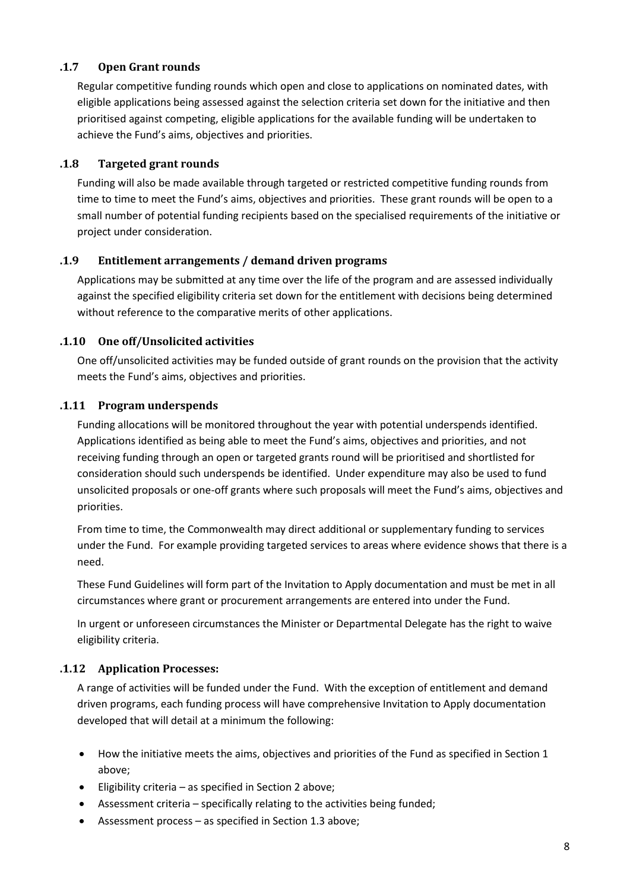### .1.7 Open Grant rounds

Regular competitive funding rounds which open and close to applications on nominated dates, with eligible applications being assessed against the selection criteria set down for the initiative and then prioritised against competing, eligible applications for the available funding will be undertaken to achieve the Fund's aims, objectives and priorities.

### .1.8 Targeted grant rounds

Funding will also be made available through targeted or restricted competitive funding rounds from time to time to meet the Fund's aims, objectives and priorities. These grant rounds will be open to a small number of potential funding recipients based on the specialised requirements of the initiative or project under consideration.

### .1.9 Entitlement arrangements / demand driven programs

Applications may be submitted at any time over the life of the program and are assessed individually against the specified eligibility criteria set down for the entitlement with decisions being determined without reference to the comparative merits of other applications.

### .1.10 One off/Unsolicited activities

One off/unsolicited activities may be funded outside of grant rounds on the provision that the activity meets the Fund's aims, objectives and priorities.

### .1.11 Program underspends

Funding allocations will be monitored throughout the year with potential underspends identified. Applications identified as being able to meet the Fund's aims, objectives and priorities, and not receiving funding through an open or targeted grants round will be prioritised and shortlisted for consideration should such underspends be identified. Under expenditure may also be used to fund unsolicited proposals or one-off grants where such proposals will meet the Fund's aims, objectives and priorities.

From time to time, the Commonwealth may direct additional or supplementary funding to services under the Fund. For example providing targeted services to areas where evidence shows that there is a need.

These Fund Guidelines will form part of the Invitation to Apply documentation and must be met in all circumstances where grant or procurement arrangements are entered into under the Fund.

In urgent or unforeseen circumstances the Minister or Departmental Delegate has the right to waive eligibility criteria.

### .1.12 Application Processes:

A range of activities will be funded under the Fund. With the exception of entitlement and demand driven programs, each funding process will have comprehensive Invitation to Apply documentation developed that will detail at a minimum the following:

- How the initiative meets the aims, objectives and priorities of the Fund as specified in Section 1 above;
- Eligibility criteria – as specified in Section 2 above;
- Assessment criteria – specifically relating to the activities being funded;
- Assessment process – as specified in Section 1.3 above;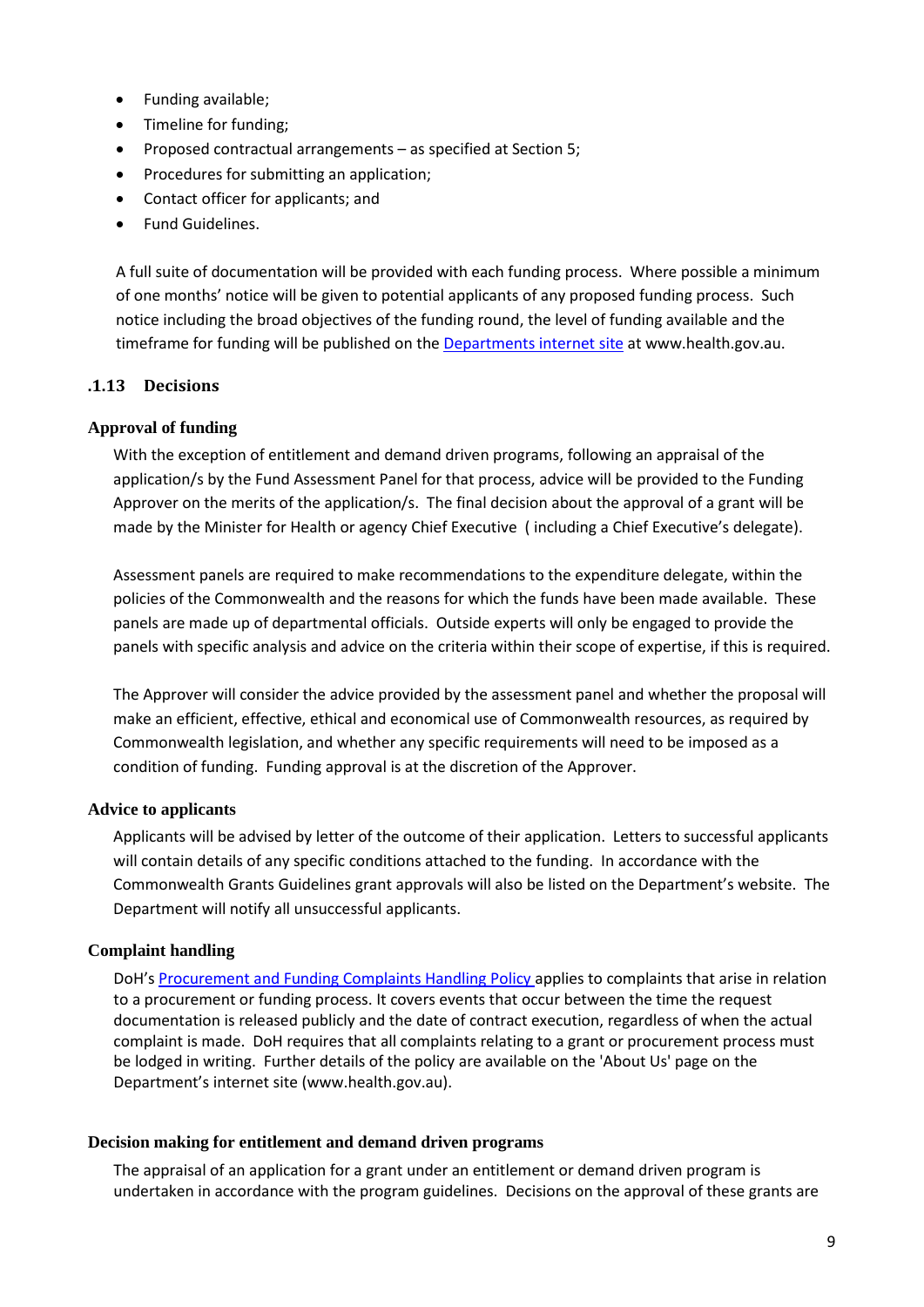- Funding available;
- Timeline for funding;
- Proposed contractual arrangements – as specified at Section 5;
- Procedures for submitting an application;
- Contact officer for applicants; and
- Fund Guidelines.

A full suite of documentation will be provided with each funding process. Where possible a minimum of one months' notice will be given to potential applicants of any proposed funding process. Such notice including the broad objectives of the funding round, the level of funding available and the timeframe for funding will be published on the Departments internet site at www.health.gov.au.

### .1.13 Decisions

#### Approval of funding

With the exception of entitlement and demand driven programs, following an appraisal of the application/s by the Fund Assessment Panel for that process, advice will be provided to the Funding Approver on the merits of the application/s. The final decision about the approval of a grant will be made by the Minister for Health or agency Chief Executive ( including a Chief Executive's delegate).

Assessment panels are required to make recommendations to the expenditure delegate, within the policies of the Commonwealth and the reasons for which the funds have been made available. These panels are made up of departmental officials. Outside experts will only be engaged to provide the panels with specific analysis and advice on the criteria within their scope of expertise, if this is required.

The Approver will consider the advice provided by the assessment panel and whether the proposal will make an efficient, effective, ethical and economical use of Commonwealth resources, as required by Commonwealth legislation, and whether any specific requirements will need to be imposed as a condition of funding. Funding approval is at the discretion of the Approver.

#### Advice to applicants

Applicants will be advised by letter of the outcome of their application. Letters to successful applicants will contain details of any specific conditions attached to the funding. In accordance with the Commonwealth Grants Guidelines grant approvals will also be listed on the Department's website. The Department will notify all unsuccessful applicants.

#### Complaint handling

DoH's Procurement and Funding Complaints Handling Policy applies to complaints that arise in relation to a procurement or funding process. It covers events that occur between the time the request documentation is released publicly and the date of contract execution, regardless of when the actual complaint is made. DoH requires that all complaints relating to a grant or procurement process must be lodged in writing. Further details of the policy are available on the 'About Us' page on the Department's internet site (www.health.gov.au).

#### Decision making for entitlement and demand driven programs

The appraisal of an application for a grant under an entitlement or demand driven program is undertaken in accordance with the program guidelines. Decisions on the approval of these grants are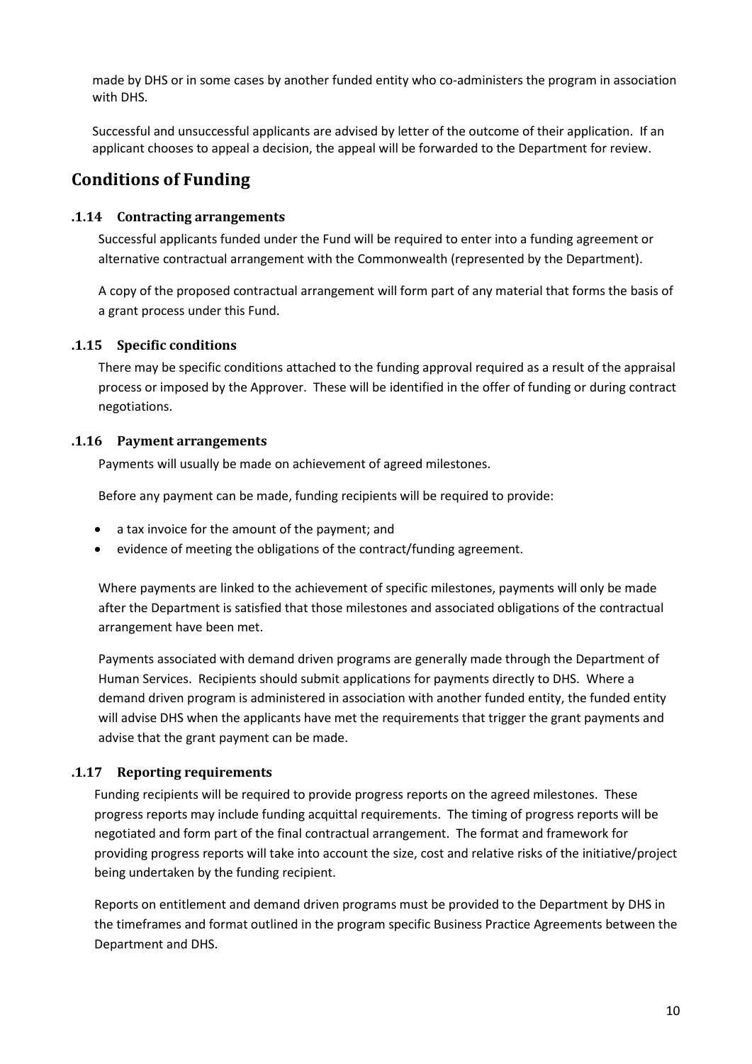made by DHS or in some cases by another funded entity who co-administers the program in association with DHS.

Successful and unsuccessful applicants are advised by letter of the outcome of their application. If an applicant chooses to appeal a decision, the appeal will be forwarded to the Department for review.

## Conditions of Funding

### .1.14 Contracting arrangements

Successful applicants funded under the Fund will be required to enter into a funding agreement or alternative contractual arrangement with the Commonwealth (represented by the Department).

A copy of the proposed contractual arrangement will form part of any material that forms the basis of a grant process under this Fund.

### .1.15 Specific conditions

There may be specific conditions attached to the funding approval required as a result of the appraisal process or imposed by the Approver. These will be identified in the offer of funding or during contract negotiations.

### .1.16 Payment arrangements

Payments will usually be made on achievement of agreed milestones.

Before any payment can be made, funding recipients will be required to provide:

- a tax invoice for the amount of the payment; and
- evidence of meeting the obligations of the contract/funding agreement.

Where payments are linked to the achievement of specific milestones, payments will only be made after the Department is satisfied that those milestones and associated obligations of the contractual arrangement have been met.

Payments associated with demand driven programs are generally made through the Department of Human Services. Recipients should submit applications for payments directly to DHS. Where a demand driven program is administered in association with another funded entity, the funded entity will advise DHS when the applicants have met the requirements that trigger the grant payments and advise that the grant payment can be made.

### .1.17 Reporting requirements

Funding recipients will be required to provide progress reports on the agreed milestones. These progress reports may include funding acquittal requirements. The timing of progress reports will be negotiated and form part of the final contractual arrangement. The format and framework for providing progress reports will take into account the size, cost and relative risks of the initiative/project being undertaken by the funding recipient.

Reports on entitlement and demand driven programs must be provided to the Department by DHS in the timeframes and format outlined in the program specific Business Practice Agreements between the Department and DHS.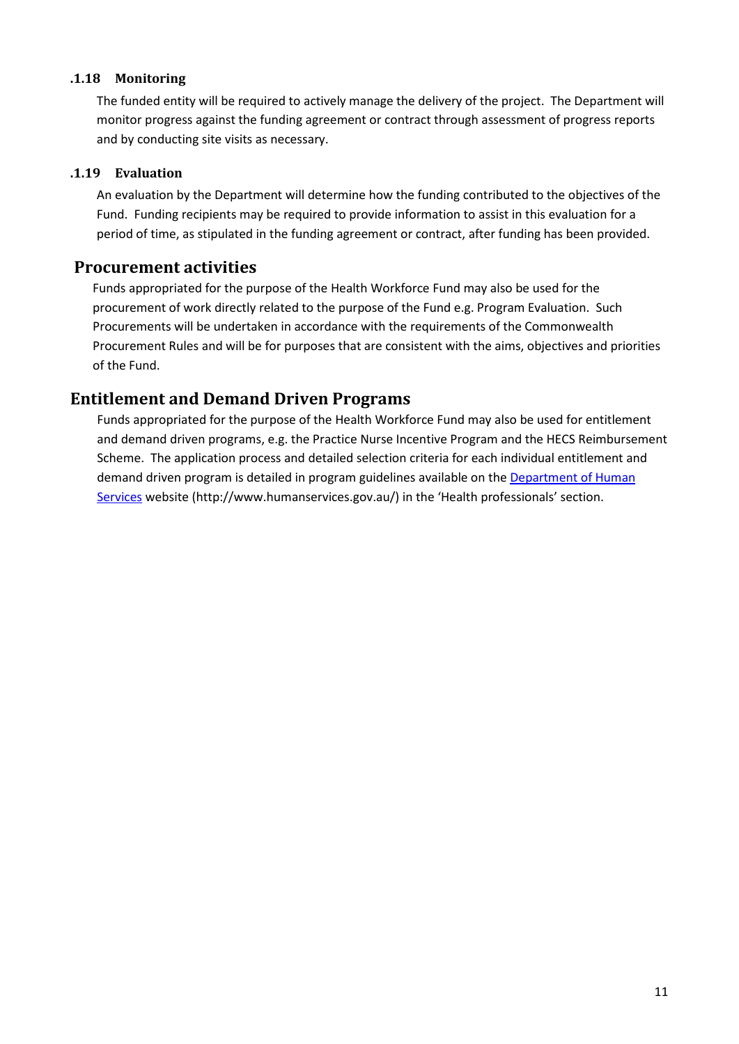### .1.18 Monitoring

The funded entity will be required to actively manage the delivery of the project. The Department will monitor progress against the funding agreement or contract through assessment of progress reports and by conducting site visits as necessary.

### .1.19 Evaluation

An evaluation by the Department will determine how the funding contributed to the objectives of the Fund. Funding recipients may be required to provide information to assist in this evaluation for a period of time, as stipulated in the funding agreement or contract, after funding has been provided.

## Procurement activities

Funds appropriated for the purpose of the Health Workforce Fund may also be used for the procurement of work directly related to the purpose of the Fund e.g. Program Evaluation. Such Procurements will be undertaken in accordance with the requirements of the Commonwealth Procurement Rules and will be for purposes that are consistent with the aims, objectives and priorities of the Fund.

## Entitlement and Demand Driven Programs

Funds appropriated for the purpose of the Health Workforce Fund may also be used for entitlement and demand driven programs, e.g. the Practice Nurse Incentive Program and the HECS Reimbursement Scheme. The application process and detailed selection criteria for each individual entitlement and demand driven program is detailed in program guidelines available on the [Department of Human Services](http://www.humanservices.gov.au/) website (http://www.humanservices.gov.au/) in the 'Health professionals' section.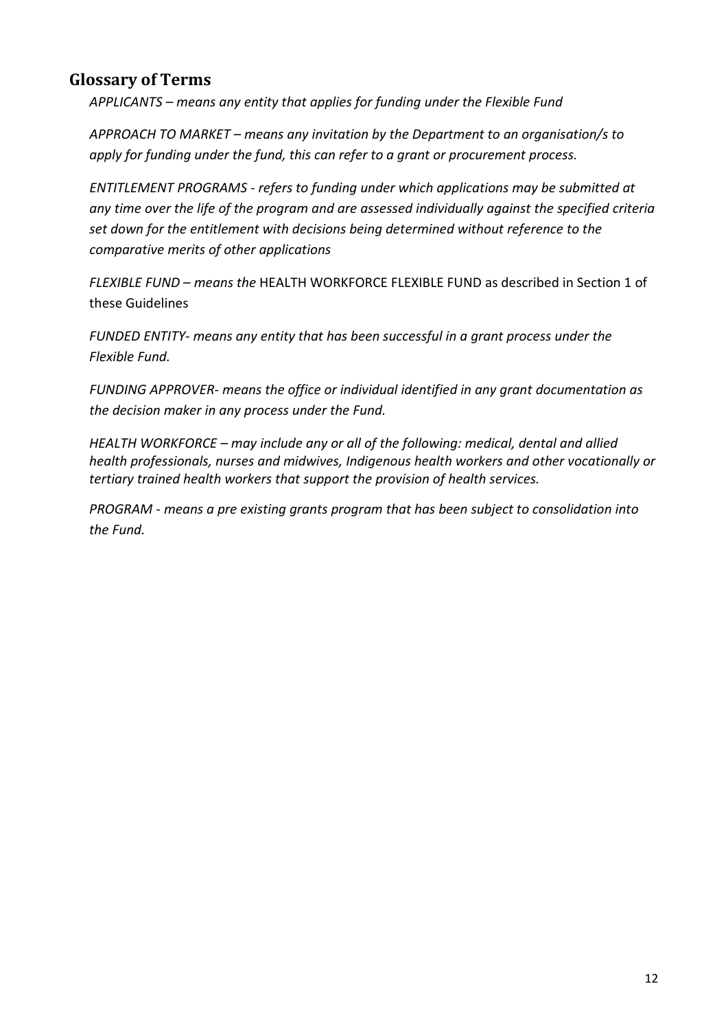## Glossary of Terms

*APPLICANTS – means any entity that applies for funding under the Flexible Fund*

*APPROACH TO MARKET – means any invitation by the Department to an organisation/s to apply for funding under the fund, this can refer to a grant or procurement process.*

*ENTITLEMENT PROGRAMS - refers to funding under which applications may be submitted at any time over the life of the program and are assessed individually against the specified criteria set down for the entitlement with decisions being determined without reference to the comparative merits of other applications*

*FLEXIBLE FUND – means the* HEALTH WORKFORCE FLEXIBLE FUND as described in Section 1 of these Guidelines

*FUNDED ENTITY- means any entity that has been successful in a grant process under the Flexible Fund.*

*FUNDING APPROVER- means the office or individual identified in any grant documentation as the decision maker in any process under the Fund.*

*HEALTH WORKFORCE – may include any or all of the following: medical, dental and allied health professionals, nurses and midwives, Indigenous health workers and other vocationally or tertiary trained health workers that support the provision of health services.*

*PROGRAM - means a pre existing grants program that has been subject to consolidation into the Fund.*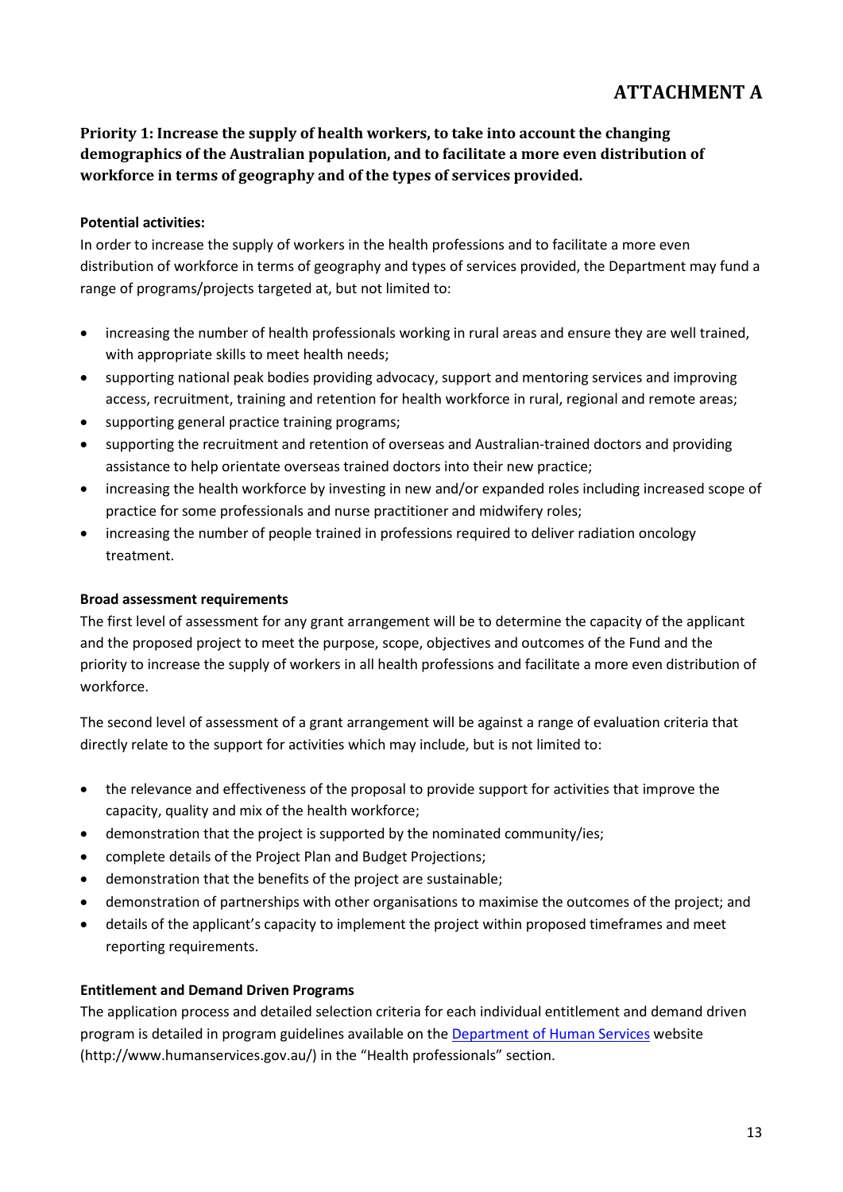# ATTACHMENT A

## Priority 1: Increase the supply of health workers, to take into account the changing demographics of the Australian population, and to facilitate a more even distribution of workforce in terms of geography and of the types of services provided.

**Potential activities:**

In order to increase the supply of workers in the health professions and to facilitate a more even distribution of workforce in terms of geography and types of services provided, the Department may fund a range of programs/projects targeted at, but not limited to:

- increasing the number of health professionals working in rural areas and ensure they are well trained, with appropriate skills to meet health needs;
- supporting national peak bodies providing advocacy, support and mentoring services and improving access, recruitment, training and retention for health workforce in rural, regional and remote areas;
- supporting general practice training programs;
- supporting the recruitment and retention of overseas and Australian-trained doctors and providing assistance to help orientate overseas trained doctors into their new practice;
- increasing the health workforce by investing in new and/or expanded roles including increased scope of practice for some professionals and nurse practitioner and midwifery roles;
- increasing the number of people trained in professions required to deliver radiation oncology treatment.

**Broad assessment requirements**

The first level of assessment for any grant arrangement will be to determine the capacity of the applicant and the proposed project to meet the purpose, scope, objectives and outcomes of the Fund and the priority to increase the supply of workers in all health professions and facilitate a more even distribution of workforce.

The second level of assessment of a grant arrangement will be against a range of evaluation criteria that directly relate to the support for activities which may include, but is not limited to:

- the relevance and effectiveness of the proposal to provide support for activities that improve the capacity, quality and mix of the health workforce;
- demonstration that the project is supported by the nominated community/ies;
- complete details of the Project Plan and Budget Projections;
- demonstration that the benefits of the project are sustainable;
- demonstration of partnerships with other organisations to maximise the outcomes of the project; and
- details of the applicant's capacity to implement the project within proposed timeframes and meet reporting requirements.

**Entitlement and Demand Driven Programs**

The application process and detailed selection criteria for each individual entitlement and demand driven program is detailed in program guidelines available on the [Department of Human Services](http://www.humanservices.gov.au/) website (http://www.humanservices.gov.au/) in the "Health professionals" section.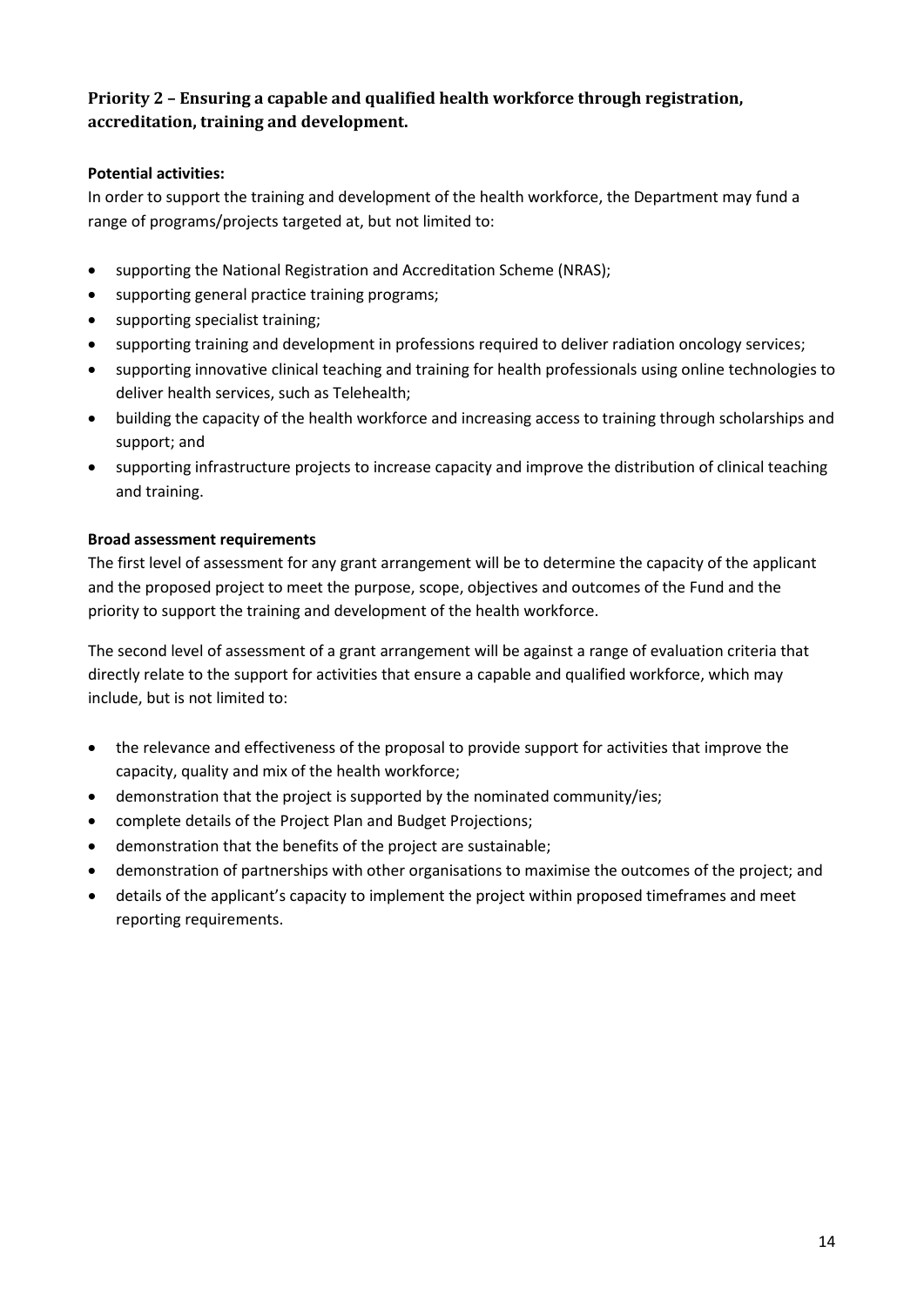## Priority 2 – Ensuring a capable and qualified health workforce through registration, accreditation, training and development.

**Potential activities:**

In order to support the training and development of the health workforce, the Department may fund a range of programs/projects targeted at, but not limited to:

- supporting the National Registration and Accreditation Scheme (NRAS);
- supporting general practice training programs;
- supporting specialist training;
- supporting training and development in professions required to deliver radiation oncology services;
- supporting innovative clinical teaching and training for health professionals using online technologies to deliver health services, such as Telehealth;
- building the capacity of the health workforce and increasing access to training through scholarships and support; and
- supporting infrastructure projects to increase capacity and improve the distribution of clinical teaching and training.

**Broad assessment requirements**

The first level of assessment for any grant arrangement will be to determine the capacity of the applicant and the proposed project to meet the purpose, scope, objectives and outcomes of the Fund and the priority to support the training and development of the health workforce.

The second level of assessment of a grant arrangement will be against a range of evaluation criteria that directly relate to the support for activities that ensure a capable and qualified workforce, which may include, but is not limited to:

- the relevance and effectiveness of the proposal to provide support for activities that improve the capacity, quality and mix of the health workforce;
- demonstration that the project is supported by the nominated community/ies;
- complete details of the Project Plan and Budget Projections;
- demonstration that the benefits of the project are sustainable;
- demonstration of partnerships with other organisations to maximise the outcomes of the project; and
- details of the applicant's capacity to implement the project within proposed timeframes and meet reporting requirements.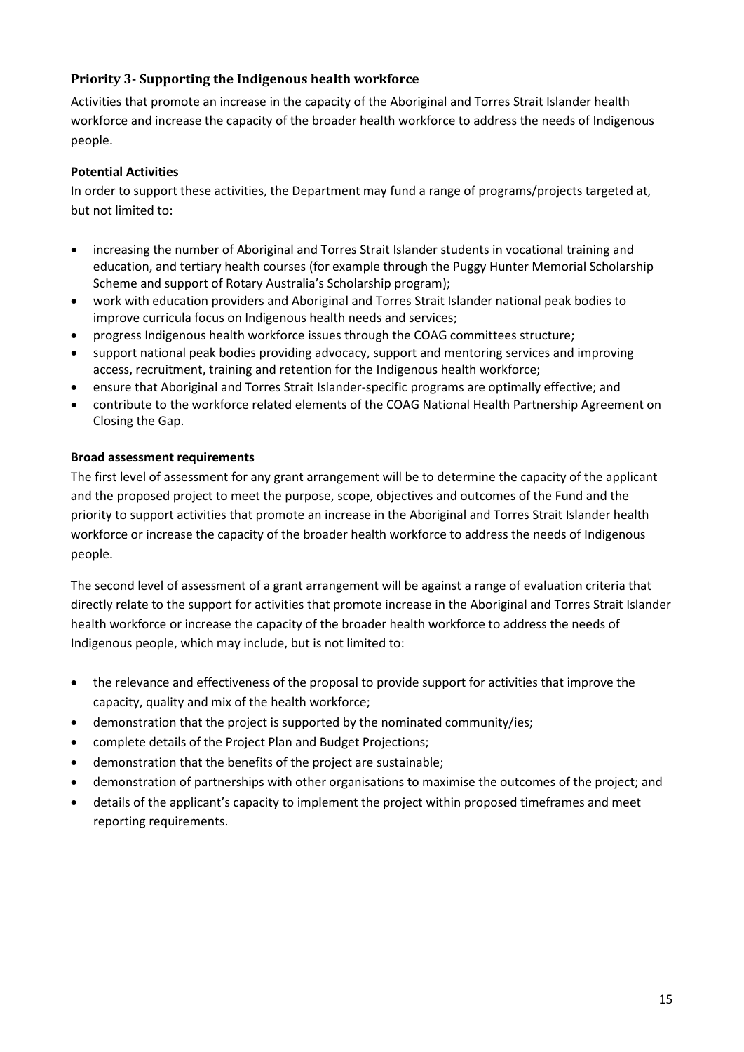### Priority 3- Supporting the Indigenous health workforce

Activities that promote an increase in the capacity of the Aboriginal and Torres Strait Islander health workforce and increase the capacity of the broader health workforce to address the needs of Indigenous people.

**Potential Activities**

In order to support these activities, the Department may fund a range of programs/projects targeted at, but not limited to:

- increasing the number of Aboriginal and Torres Strait Islander students in vocational training and education, and tertiary health courses (for example through the Puggy Hunter Memorial Scholarship Scheme and support of Rotary Australia's Scholarship program);
- work with education providers and Aboriginal and Torres Strait Islander national peak bodies to improve curricula focus on Indigenous health needs and services;
- progress Indigenous health workforce issues through the COAG committees structure;
- support national peak bodies providing advocacy, support and mentoring services and improving access, recruitment, training and retention for the Indigenous health workforce;
- ensure that Aboriginal and Torres Strait Islander-specific programs are optimally effective; and
- contribute to the workforce related elements of the COAG National Health Partnership Agreement on Closing the Gap.

**Broad assessment requirements**

The first level of assessment for any grant arrangement will be to determine the capacity of the applicant and the proposed project to meet the purpose, scope, objectives and outcomes of the Fund and the priority to support activities that promote an increase in the Aboriginal and Torres Strait Islander health workforce or increase the capacity of the broader health workforce to address the needs of Indigenous people.

The second level of assessment of a grant arrangement will be against a range of evaluation criteria that directly relate to the support for activities that promote increase in the Aboriginal and Torres Strait Islander health workforce or increase the capacity of the broader health workforce to address the needs of Indigenous people, which may include, but is not limited to:

- the relevance and effectiveness of the proposal to provide support for activities that improve the capacity, quality and mix of the health workforce;
- demonstration that the project is supported by the nominated community/ies;
- complete details of the Project Plan and Budget Projections;
- demonstration that the benefits of the project are sustainable;
- demonstration of partnerships with other organisations to maximise the outcomes of the project; and
- details of the applicant's capacity to implement the project within proposed timeframes and meet reporting requirements.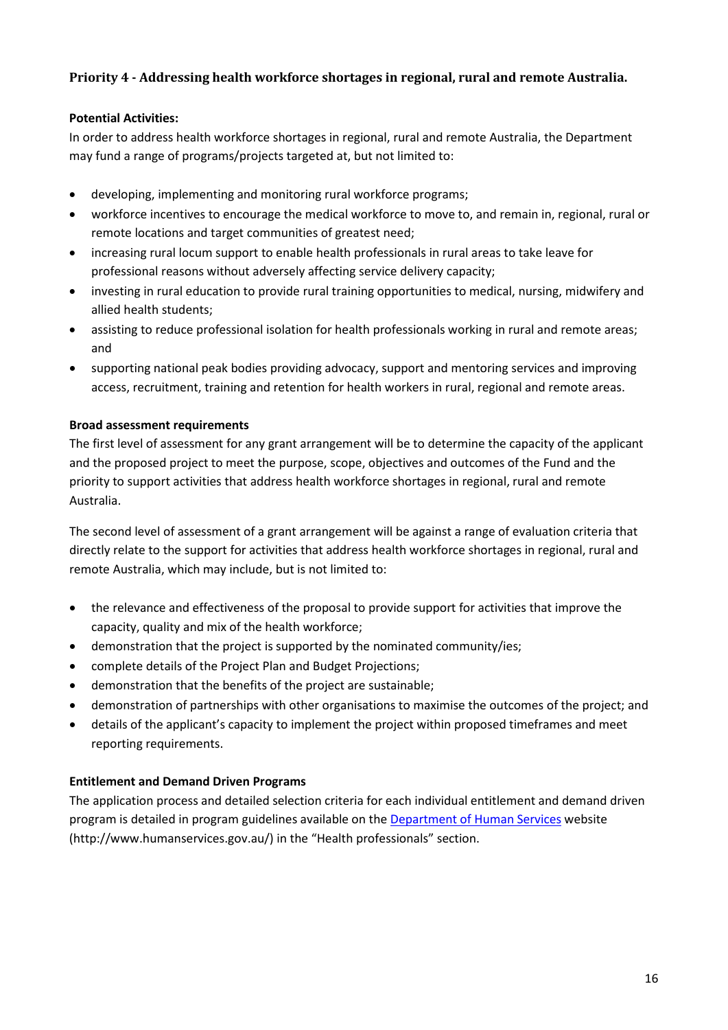### Priority 4 - Addressing health workforce shortages in regional, rural and remote Australia.

**Potential Activities:**

In order to address health workforce shortages in regional, rural and remote Australia, the Department may fund a range of programs/projects targeted at, but not limited to:

- developing, implementing and monitoring rural workforce programs;
- workforce incentives to encourage the medical workforce to move to, and remain in, regional, rural or remote locations and target communities of greatest need;
- increasing rural locum support to enable health professionals in rural areas to take leave for professional reasons without adversely affecting service delivery capacity;
- investing in rural education to provide rural training opportunities to medical, nursing, midwifery and allied health students;
- assisting to reduce professional isolation for health professionals working in rural and remote areas; and
- supporting national peak bodies providing advocacy, support and mentoring services and improving access, recruitment, training and retention for health workers in rural, regional and remote areas.

**Broad assessment requirements**

The first level of assessment for any grant arrangement will be to determine the capacity of the applicant and the proposed project to meet the purpose, scope, objectives and outcomes of the Fund and the priority to support activities that address health workforce shortages in regional, rural and remote Australia.

The second level of assessment of a grant arrangement will be against a range of evaluation criteria that directly relate to the support for activities that address health workforce shortages in regional, rural and remote Australia, which may include, but is not limited to:

- the relevance and effectiveness of the proposal to provide support for activities that improve the capacity, quality and mix of the health workforce;
- demonstration that the project is supported by the nominated community/ies;
- complete details of the Project Plan and Budget Projections;
- demonstration that the benefits of the project are sustainable;
- demonstration of partnerships with other organisations to maximise the outcomes of the project; and
- details of the applicant's capacity to implement the project within proposed timeframes and meet reporting requirements.

**Entitlement and Demand Driven Programs**

The application process and detailed selection criteria for each individual entitlement and demand driven program is detailed in program guidelines available on the [Department of Human Services](http://www.humanservices.gov.au/) website (http://www.humanservices.gov.au/) in the "Health professionals" section.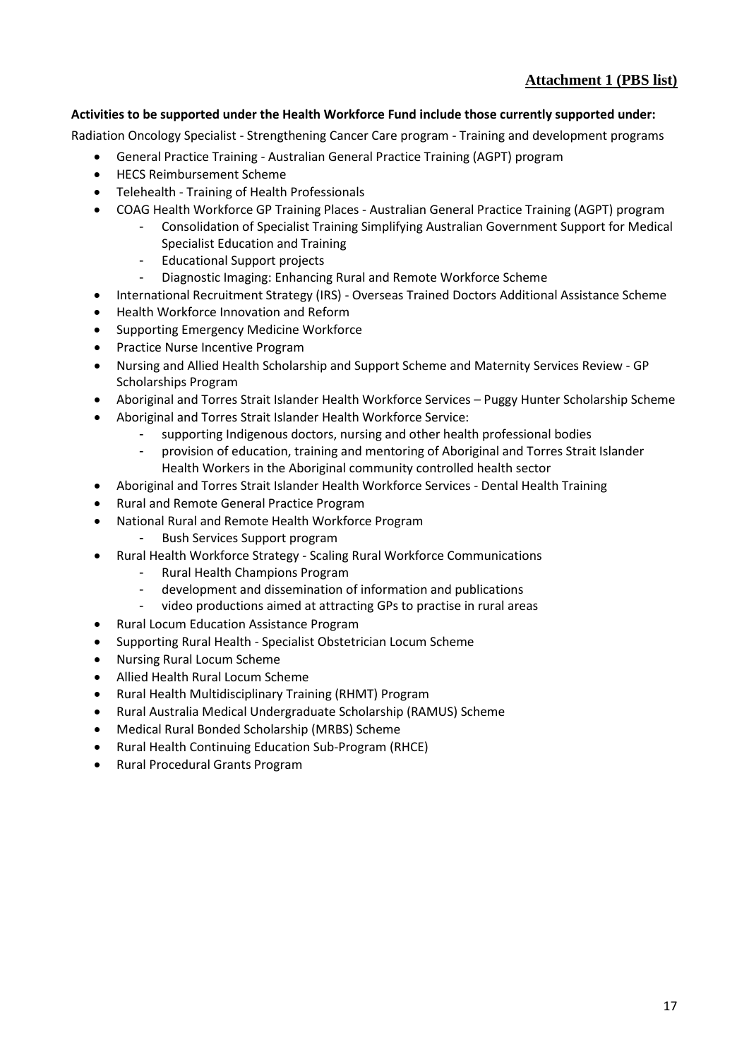**Attachment 1 (PBS list)**

**Activities to be supported under the Health Workforce Fund include those currently supported under:**

Radiation Oncology Specialist - Strengthening Cancer Care program - Training and development programs

- General Practice Training - Australian General Practice Training (AGPT) program
- HECS Reimbursement Scheme
- Telehealth - Training of Health Professionals
- COAG Health Workforce GP Training Places - Australian General Practice Training (AGPT) program
  - Consolidation of Specialist Training Simplifying Australian Government Support for Medical Specialist Education and Training
  - Educational Support projects
  - Diagnostic Imaging: Enhancing Rural and Remote Workforce Scheme
- International Recruitment Strategy (IRS) - Overseas Trained Doctors Additional Assistance Scheme
- Health Workforce Innovation and Reform
- Supporting Emergency Medicine Workforce
- Practice Nurse Incentive Program
- Nursing and Allied Health Scholarship and Support Scheme and Maternity Services Review - GP Scholarships Program
- Aboriginal and Torres Strait Islander Health Workforce Services – Puggy Hunter Scholarship Scheme
- Aboriginal and Torres Strait Islander Health Workforce Service:
  - supporting Indigenous doctors, nursing and other health professional bodies
  - provision of education, training and mentoring of Aboriginal and Torres Strait Islander Health Workers in the Aboriginal community controlled health sector
- Aboriginal and Torres Strait Islander Health Workforce Services - Dental Health Training
- Rural and Remote General Practice Program
- National Rural and Remote Health Workforce Program
  - Bush Services Support program
- Rural Health Workforce Strategy - Scaling Rural Workforce Communications
  - Rural Health Champions Program
  - development and dissemination of information and publications
  - video productions aimed at attracting GPs to practise in rural areas
- Rural Locum Education Assistance Program
- Supporting Rural Health - Specialist Obstetrician Locum Scheme
- Nursing Rural Locum Scheme
- Allied Health Rural Locum Scheme
- Rural Health Multidisciplinary Training (RHMT) Program
- Rural Australia Medical Undergraduate Scholarship (RAMUS) Scheme
- Medical Rural Bonded Scholarship (MRBS) Scheme
- Rural Health Continuing Education Sub-Program (RHCE)
- Rural Procedural Grants Program